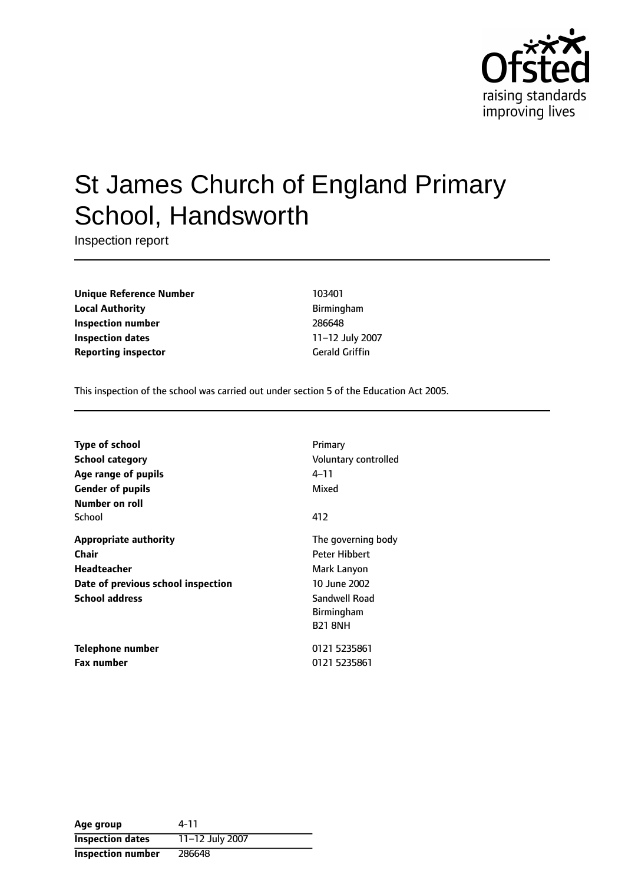# St James Church of England Primary School, Handsworth

Inspection report

| | |
|---|---|
| **Unique Reference Number** | 103401 |
| **Local Authority** | Birmingham |
| **Inspection number** | 286648 |
| **Inspection dates** | 11–12 July 2007 |
| **Reporting inspector** | Gerald Griffin |

This inspection of the school was carried out under section 5 of the Education Act 2005.

| | |
|---|---|
| **Type of school** | Primary |
| **School category** | Voluntary controlled |
| **Age range of pupils** | 4–11 |
| **Gender of pupils** | Mixed |
| **Number on roll** | |
| School | 412 |
| **Appropriate authority** | The governing body |
| **Chair** | Peter Hibbert |
| **Headteacher** | Mark Lanyon |
| **Date of previous school inspection** | 10 June 2002 |
| **School address** | Sandwell Road<br>Birmingham<br>B21 8NH |
| **Telephone number** | 0121 5235861 |
| **Fax number** | 0121 5235861 |

| | |
|---|---|
| **Age group** | 4-11 |
| **Inspection dates** | 11–12 July 2007 |
| **Inspection number** | 286648 |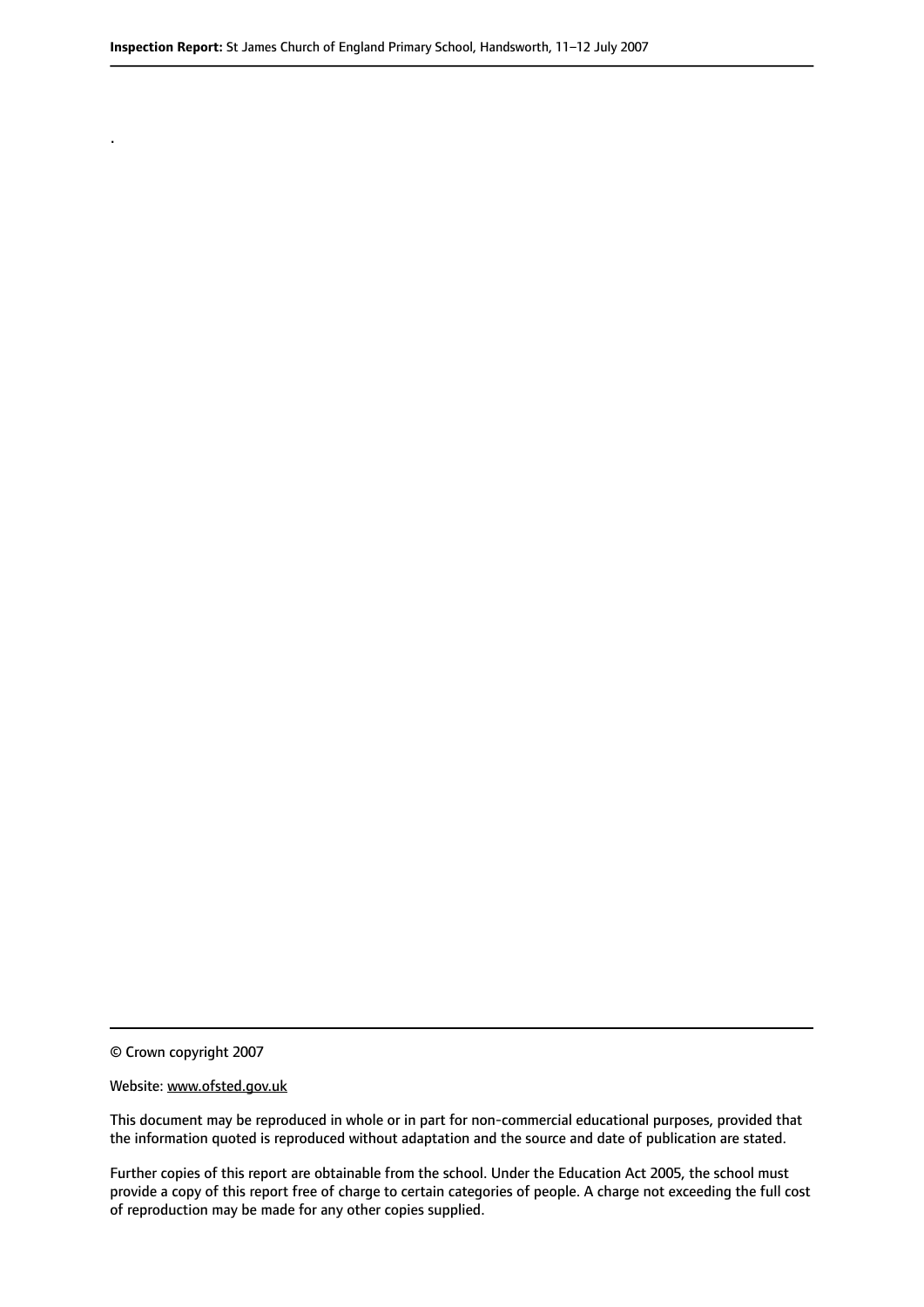.

© Crown copyright 2007

Website: www.ofsted.gov.uk

This document may be reproduced in whole or in part for non-commercial educational purposes, provided that the information quoted is reproduced without adaptation and the source and date of publication are stated.

Further copies of this report are obtainable from the school. Under the Education Act 2005, the school must provide a copy of this report free of charge to certain categories of people. A charge not exceeding the full cost of reproduction may be made for any other copies supplied.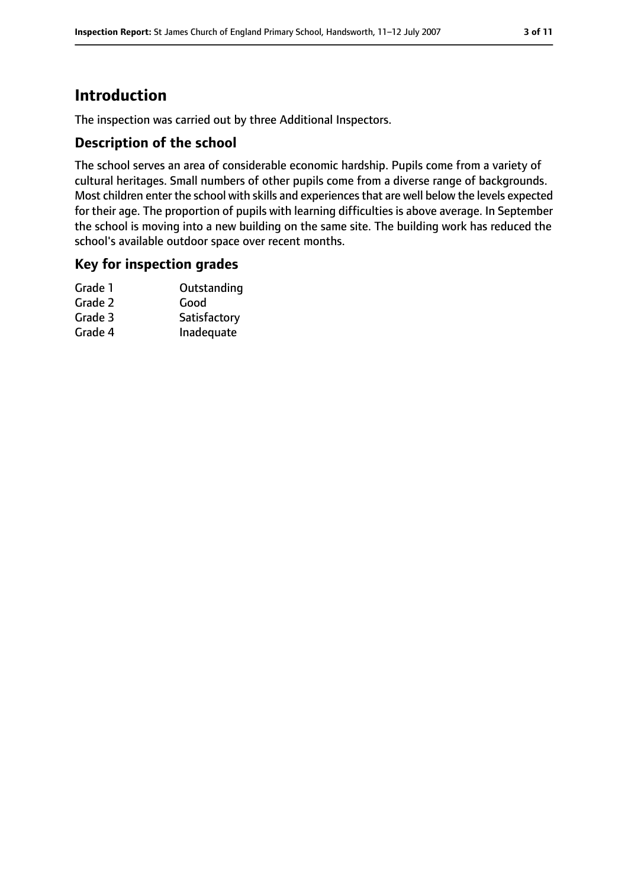## Introduction

The inspection was carried out by three Additional Inspectors.

### Description of the school

The school serves an area of considerable economic hardship. Pupils come from a variety of cultural heritages. Small numbers of other pupils come from a diverse range of backgrounds. Most children enter the school with skills and experiences that are well below the levels expected for their age. The proportion of pupils with learning difficulties is above average. In September the school is moving into a new building on the same site. The building work has reduced the school's available outdoor space over recent months.

### Key for inspection grades

| | |
|---|---|
| Grade 1 | Outstanding |
| Grade 2 | Good |
| Grade 3 | Satisfactory |
| Grade 4 | Inadequate |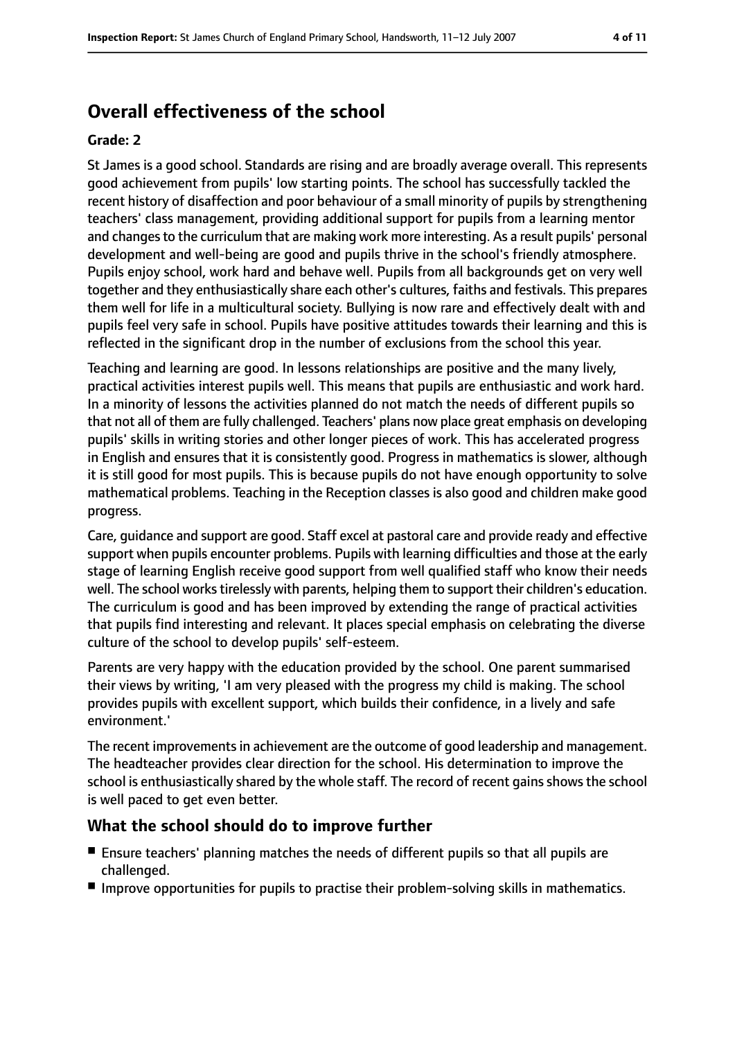## Overall effectiveness of the school

### Grade: 2

St James is a good school. Standards are rising and are broadly average overall. This represents good achievement from pupils' low starting points. The school has successfully tackled the recent history of disaffection and poor behaviour of a small minority of pupils by strengthening teachers' class management, providing additional support for pupils from a learning mentor and changes to the curriculum that are making work more interesting. As a result pupils' personal development and well-being are good and pupils thrive in the school's friendly atmosphere. Pupils enjoy school, work hard and behave well. Pupils from all backgrounds get on very well together and they enthusiastically share each other's cultures, faiths and festivals. This prepares them well for life in a multicultural society. Bullying is now rare and effectively dealt with and pupils feel very safe in school. Pupils have positive attitudes towards their learning and this is reflected in the significant drop in the number of exclusions from the school this year.

Teaching and learning are good. In lessons relationships are positive and the many lively, practical activities interest pupils well. This means that pupils are enthusiastic and work hard. In a minority of lessons the activities planned do not match the needs of different pupils so that not all of them are fully challenged. Teachers' plans now place great emphasis on developing pupils' skills in writing stories and other longer pieces of work. This has accelerated progress in English and ensures that it is consistently good. Progress in mathematics is slower, although it is still good for most pupils. This is because pupils do not have enough opportunity to solve mathematical problems. Teaching in the Reception classes is also good and children make good progress.

Care, guidance and support are good. Staff excel at pastoral care and provide ready and effective support when pupils encounter problems. Pupils with learning difficulties and those at the early stage of learning English receive good support from well qualified staff who know their needs well. The school works tirelessly with parents, helping them to support their children's education. The curriculum is good and has been improved by extending the range of practical activities that pupils find interesting and relevant. It places special emphasis on celebrating the diverse culture of the school to develop pupils' self-esteem.

Parents are very happy with the education provided by the school. One parent summarised their views by writing, 'I am very pleased with the progress my child is making. The school provides pupils with excellent support, which builds their confidence, in a lively and safe environment.'

The recent improvements in achievement are the outcome of good leadership and management. The headteacher provides clear direction for the school. His determination to improve the school is enthusiastically shared by the whole staff. The record of recent gains shows the school is well paced to get even better.

## What the school should do to improve further

- Ensure teachers' planning matches the needs of different pupils so that all pupils are challenged.
- Improve opportunities for pupils to practise their problem-solving skills in mathematics.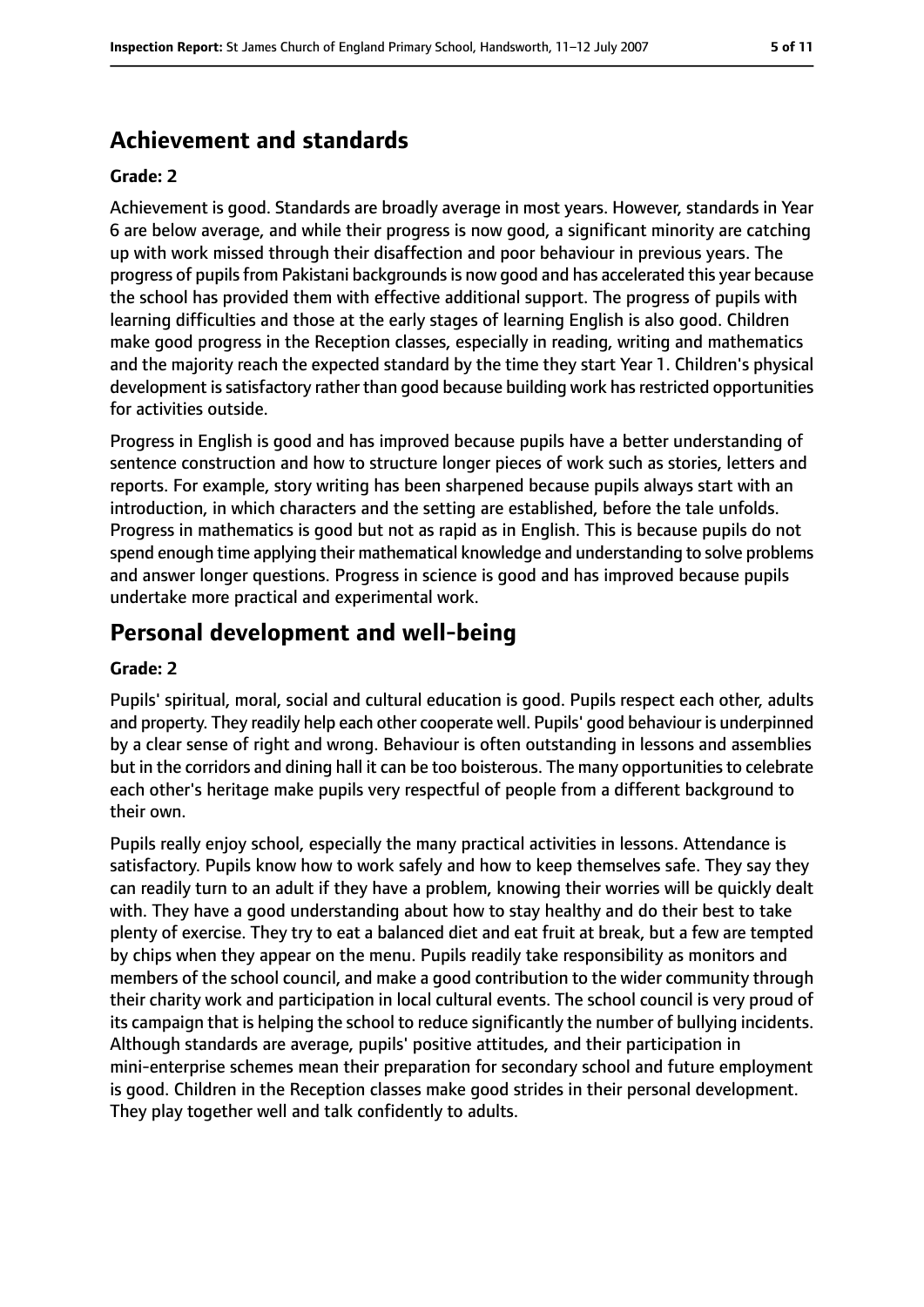## Achievement and standards

**Grade: 2**

Achievement is good. Standards are broadly average in most years. However, standards in Year 6 are below average, and while their progress is now good, a significant minority are catching up with work missed through their disaffection and poor behaviour in previous years. The progress of pupils from Pakistani backgrounds is now good and has accelerated this year because the school has provided them with effective additional support. The progress of pupils with learning difficulties and those at the early stages of learning English is also good. Children make good progress in the Reception classes, especially in reading, writing and mathematics and the majority reach the expected standard by the time they start Year 1. Children's physical development is satisfactory rather than good because building work has restricted opportunities for activities outside.

Progress in English is good and has improved because pupils have a better understanding of sentence construction and how to structure longer pieces of work such as stories, letters and reports. For example, story writing has been sharpened because pupils always start with an introduction, in which characters and the setting are established, before the tale unfolds. Progress in mathematics is good but not as rapid as in English. This is because pupils do not spend enough time applying their mathematical knowledge and understanding to solve problems and answer longer questions. Progress in science is good and has improved because pupils undertake more practical and experimental work.

## Personal development and well-being

**Grade: 2**

Pupils' spiritual, moral, social and cultural education is good. Pupils respect each other, adults and property. They readily help each other cooperate well. Pupils' good behaviour is underpinned by a clear sense of right and wrong. Behaviour is often outstanding in lessons and assemblies but in the corridors and dining hall it can be too boisterous. The many opportunities to celebrate each other's heritage make pupils very respectful of people from a different background to their own.

Pupils really enjoy school, especially the many practical activities in lessons. Attendance is satisfactory. Pupils know how to work safely and how to keep themselves safe. They say they can readily turn to an adult if they have a problem, knowing their worries will be quickly dealt with. They have a good understanding about how to stay healthy and do their best to take plenty of exercise. They try to eat a balanced diet and eat fruit at break, but a few are tempted by chips when they appear on the menu. Pupils readily take responsibility as monitors and members of the school council, and make a good contribution to the wider community through their charity work and participation in local cultural events. The school council is very proud of its campaign that is helping the school to reduce significantly the number of bullying incidents. Although standards are average, pupils' positive attitudes, and their participation in mini-enterprise schemes mean their preparation for secondary school and future employment is good. Children in the Reception classes make good strides in their personal development. They play together well and talk confidently to adults.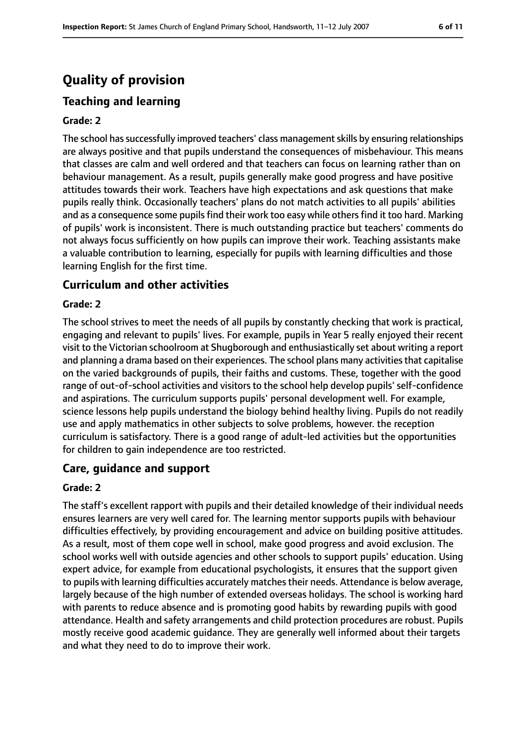# Quality of provision

## Teaching and learning

### Grade: 2

The school has successfully improved teachers' class management skills by ensuring relationships are always positive and that pupils understand the consequences of misbehaviour. This means that classes are calm and well ordered and that teachers can focus on learning rather than on behaviour management. As a result, pupils generally make good progress and have positive attitudes towards their work. Teachers have high expectations and ask questions that make pupils really think. Occasionally teachers' plans do not match activities to all pupils' abilities and as a consequence some pupils find their work too easy while others find it too hard. Marking of pupils' work is inconsistent. There is much outstanding practice but teachers' comments do not always focus sufficiently on how pupils can improve their work. Teaching assistants make a valuable contribution to learning, especially for pupils with learning difficulties and those learning English for the first time.

## Curriculum and other activities

### Grade: 2

The school strives to meet the needs of all pupils by constantly checking that work is practical, engaging and relevant to pupils' lives. For example, pupils in Year 5 really enjoyed their recent visit to the Victorian schoolroom at Shugborough and enthusiastically set about writing a report and planning a drama based on their experiences. The school plans many activities that capitalise on the varied backgrounds of pupils, their faiths and customs. These, together with the good range of out-of-school activities and visitors to the school help develop pupils' self-confidence and aspirations. The curriculum supports pupils' personal development well. For example, science lessons help pupils understand the biology behind healthy living. Pupils do not readily use and apply mathematics in other subjects to solve problems, however. the reception curriculum is satisfactory. There is a good range of adult-led activities but the opportunities for children to gain independence are too restricted.

## Care, guidance and support

### Grade: 2

The staff's excellent rapport with pupils and their detailed knowledge of their individual needs ensures learners are very well cared for. The learning mentor supports pupils with behaviour difficulties effectively, by providing encouragement and advice on building positive attitudes. As a result, most of them cope well in school, make good progress and avoid exclusion. The school works well with outside agencies and other schools to support pupils' education. Using expert advice, for example from educational psychologists, it ensures that the support given to pupils with learning difficulties accurately matches their needs. Attendance is below average, largely because of the high number of extended overseas holidays. The school is working hard with parents to reduce absence and is promoting good habits by rewarding pupils with good attendance. Health and safety arrangements and child protection procedures are robust. Pupils mostly receive good academic guidance. They are generally well informed about their targets and what they need to do to improve their work.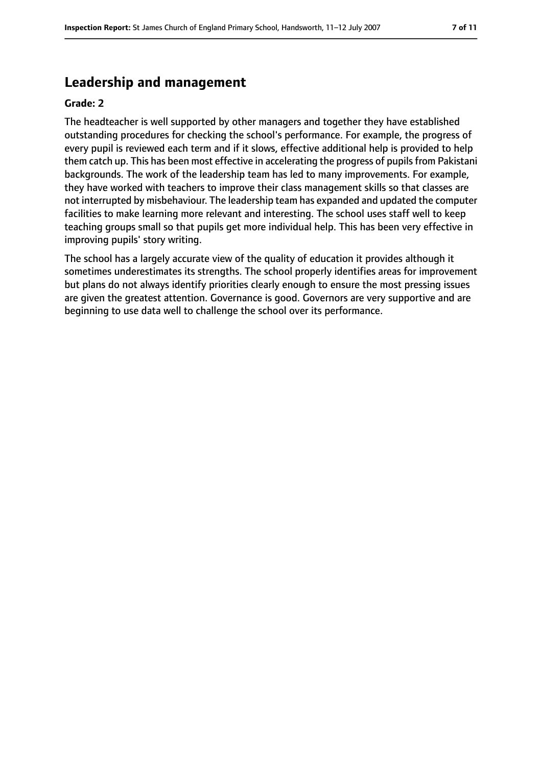## Leadership and management

**Grade: 2**

The headteacher is well supported by other managers and together they have established outstanding procedures for checking the school's performance. For example, the progress of every pupil is reviewed each term and if it slows, effective additional help is provided to help them catch up. This has been most effective in accelerating the progress of pupils from Pakistani backgrounds. The work of the leadership team has led to many improvements. For example, they have worked with teachers to improve their class management skills so that classes are not interrupted by misbehaviour. The leadership team has expanded and updated the computer facilities to make learning more relevant and interesting. The school uses staff well to keep teaching groups small so that pupils get more individual help. This has been very effective in improving pupils' story writing.

The school has a largely accurate view of the quality of education it provides although it sometimes underestimates its strengths. The school properly identifies areas for improvement but plans do not always identify priorities clearly enough to ensure the most pressing issues are given the greatest attention. Governance is good. Governors are very supportive and are beginning to use data well to challenge the school over its performance.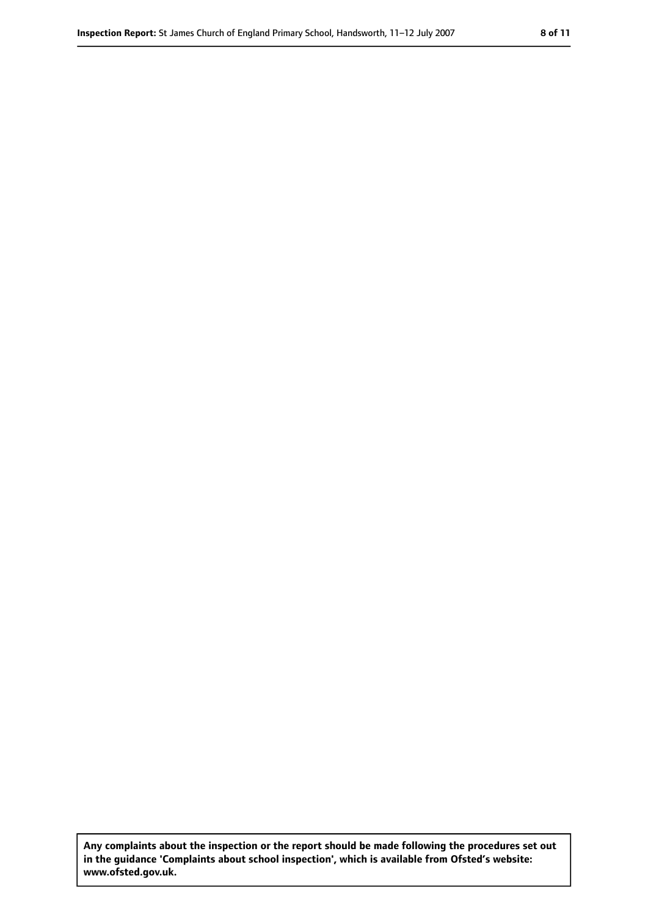**Any complaints about the inspection or the report should be made following the procedures set out in the guidance 'Complaints about school inspection', which is available from Ofsted's website: www.ofsted.gov.uk.**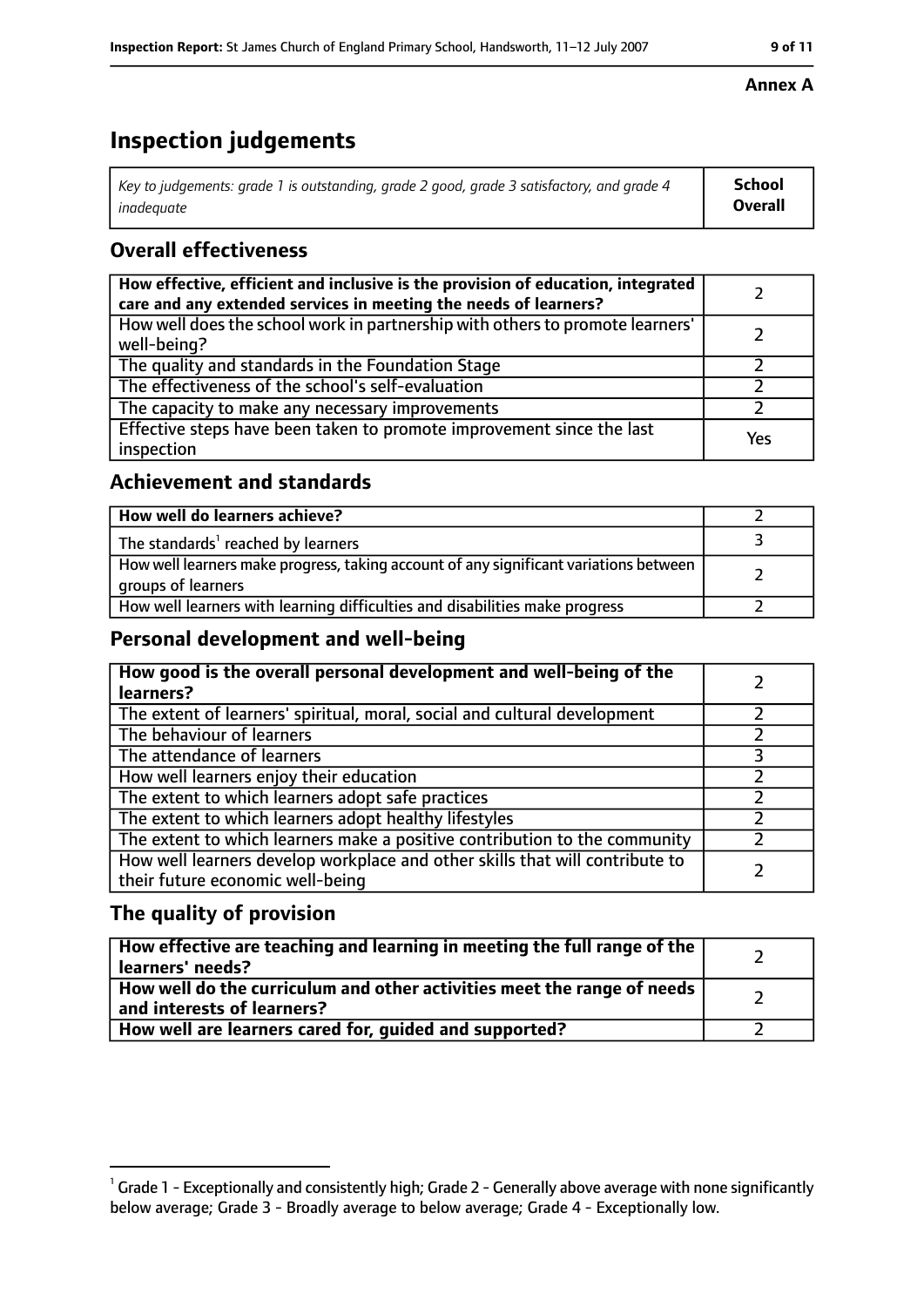**Annex A**

# Inspection judgements

| *Key to judgements: grade 1 is outstanding, grade 2 good, grade 3 satisfactory, and grade 4 inadequate* | **School Overall** |
|---|---|

## Overall effectiveness

| | |
|---|---|
| **How effective, efficient and inclusive is the provision of education, integrated care and any extended services in meeting the needs of learners?** | 2 |
| How well does the school work in partnership with others to promote learners' well-being? | 2 |
| The quality and standards in the Foundation Stage | 2 |
| The effectiveness of the school's self-evaluation | 2 |
| The capacity to make any necessary improvements | 2 |
| Effective steps have been taken to promote improvement since the last inspection | Yes |

## Achievement and standards

| | |
|---|---|
| **How well do learners achieve?** | 2 |
| The standards[1] reached by learners | 3 |
| How well learners make progress, taking account of any significant variations between groups of learners | 2 |
| How well learners with learning difficulties and disabilities make progress | 2 |

## Personal development and well-being

| | |
|---|---|
| **How good is the overall personal development and well-being of the learners?** | 2 |
| The extent of learners' spiritual, moral, social and cultural development | 2 |
| The behaviour of learners | 2 |
| The attendance of learners | 3 |
| How well learners enjoy their education | 2 |
| The extent to which learners adopt safe practices | 2 |
| The extent to which learners adopt healthy lifestyles | 2 |
| The extent to which learners make a positive contribution to the community | 2 |
| How well learners develop workplace and other skills that will contribute to their future economic well-being | 2 |

## The quality of provision

| | |
|---|---|
| **How effective are teaching and learning in meeting the full range of the learners' needs?** | 2 |
| **How well do the curriculum and other activities meet the range of needs and interests of learners?** | 2 |
| **How well are learners cared for, guided and supported?** | 2 |

[1] Grade 1 - Exceptionally and consistently high; Grade 2 - Generally above average with none significantly below average; Grade 3 - Broadly average to below average; Grade 4 - Exceptionally low.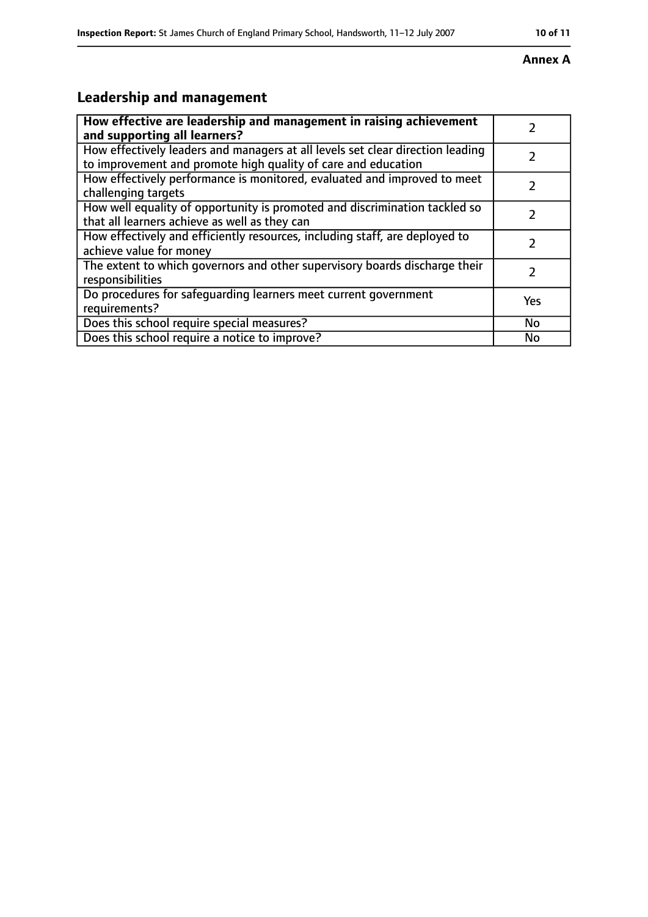**Annex A**

## Leadership and management

| **How effective are leadership and management in raising achievement and supporting all learners?** | 2 |
|---|---|
| How effectively leaders and managers at all levels set clear direction leading to improvement and promote high quality of care and education | 2 |
| How effectively performance is monitored, evaluated and improved to meet challenging targets | 2 |
| How well equality of opportunity is promoted and discrimination tackled so that all learners achieve as well as they can | 2 |
| How effectively and efficiently resources, including staff, are deployed to achieve value for money | 2 |
| The extent to which governors and other supervisory boards discharge their responsibilities | 2 |
| Do procedures for safeguarding learners meet current government requirements? | Yes |
| Does this school require special measures? | No |
| Does this school require a notice to improve? | No |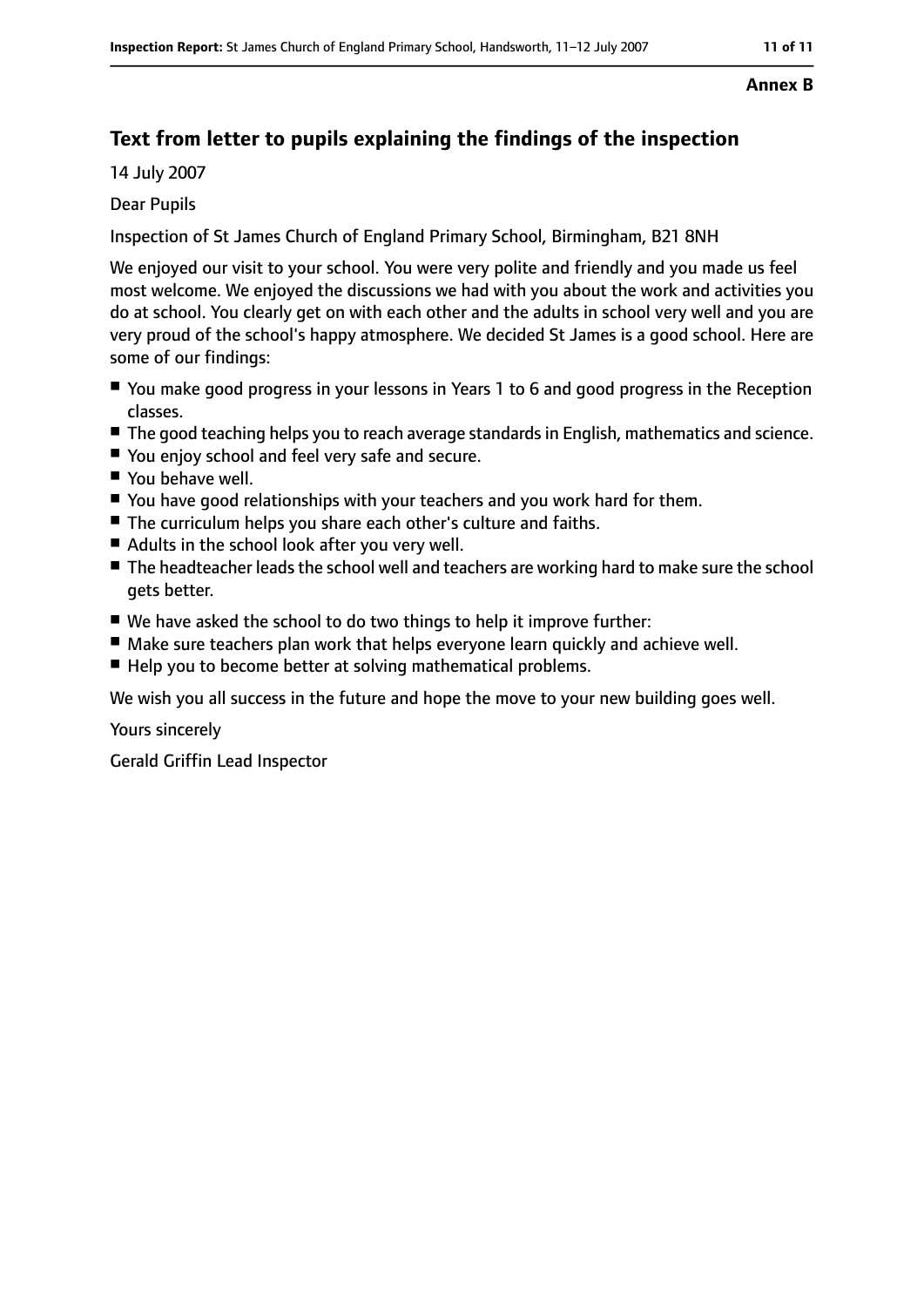**Annex B**

## Text from letter to pupils explaining the findings of the inspection

14 July 2007

Dear Pupils

Inspection of St James Church of England Primary School, Birmingham, B21 8NH

We enjoyed our visit to your school. You were very polite and friendly and you made us feel most welcome. We enjoyed the discussions we had with you about the work and activities you do at school. You clearly get on with each other and the adults in school very well and you are very proud of the school's happy atmosphere. We decided St James is a good school. Here are some of our findings:

- You make good progress in your lessons in Years 1 to 6 and good progress in the Reception classes.
- The good teaching helps you to reach average standards in English, mathematics and science.
- You enjoy school and feel very safe and secure.
- You behave well.
- You have good relationships with your teachers and you work hard for them.
- The curriculum helps you share each other's culture and faiths.
- Adults in the school look after you very well.
- The headteacher leads the school well and teachers are working hard to make sure the school gets better.

- We have asked the school to do two things to help it improve further:
- Make sure teachers plan work that helps everyone learn quickly and achieve well.
- Help you to become better at solving mathematical problems.

We wish you all success in the future and hope the move to your new building goes well.

Yours sincerely

Gerald Griffin Lead Inspector